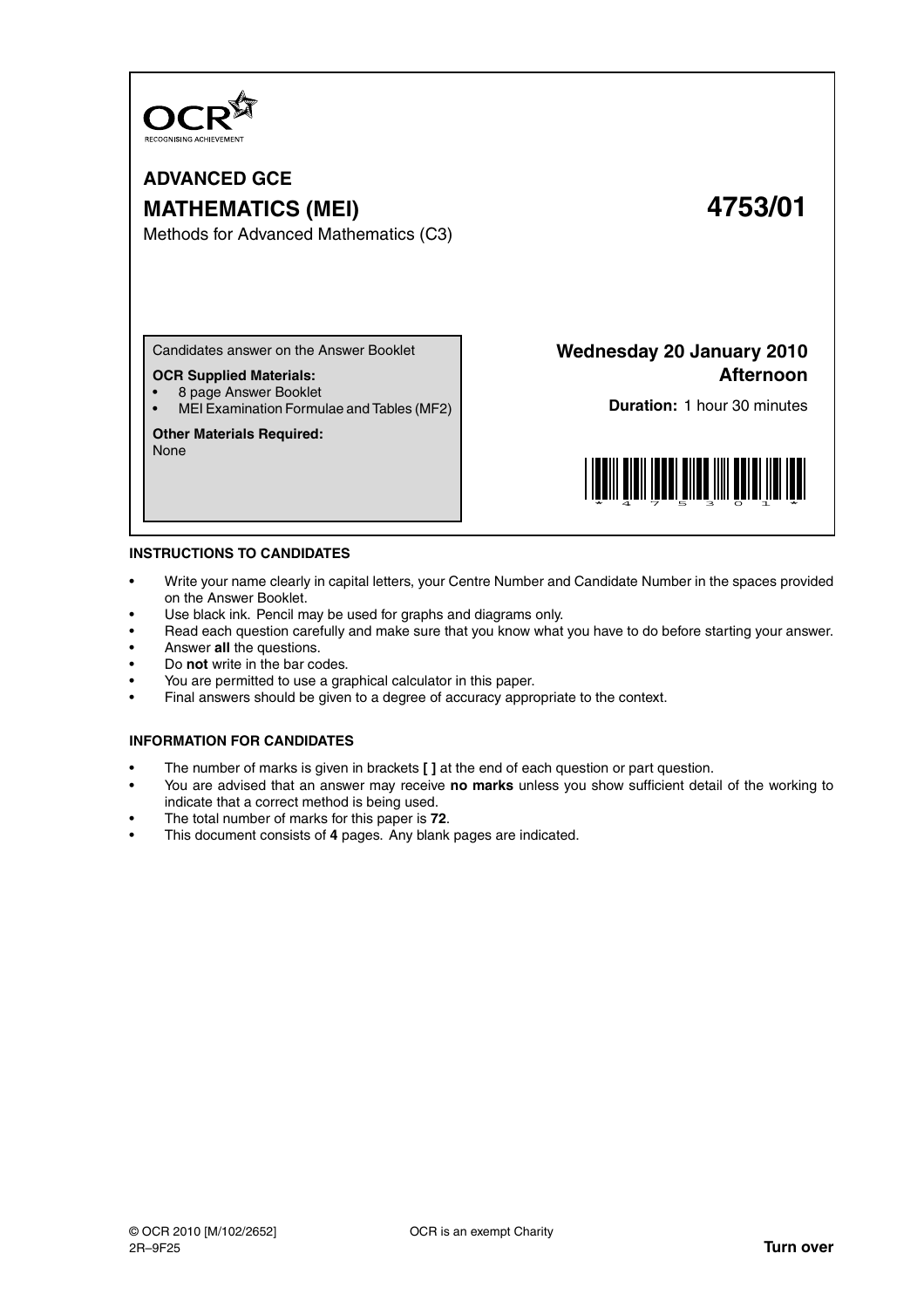OCR
RECOGNISING ACHIEVEMENT

# ADVANCED GCE

## MATHEMATICS (MEI) 4753/01

Methods for Advanced Mathematics (C3)

Candidates answer on the Answer Booklet

**OCR Supplied Materials:**

- 8 page Answer Booklet
- MEI Examination Formulae and Tables (MF2)

**Other Materials Required:**
None

**Wednesday 20 January 2010**
**Afternoon**

**Duration:** 1 hour 30 minutes

**INSTRUCTIONS TO CANDIDATES**

- Write your name clearly in capital letters, your Centre Number and Candidate Number in the spaces provided on the Answer Booklet.
- Use black ink. Pencil may be used for graphs and diagrams only.
- Read each question carefully and make sure that you know what you have to do before starting your answer.
- Answer **all** the questions.
- Do **not** write in the bar codes.
- You are permitted to use a graphical calculator in this paper.
- Final answers should be given to a degree of accuracy appropriate to the context.

**INFORMATION FOR CANDIDATES**

- The number of marks is given in brackets **[ ]** at the end of each question or part question.
- You are advised that an answer may receive **no marks** unless you show sufficient detail of the working to indicate that a correct method is being used.
- The total number of marks for this paper is **72**.
- This document consists of **4** pages. Any blank pages are indicated.

© OCR 2010 [M/102/2652]
2R–9F25

OCR is an exempt Charity

**Turn over**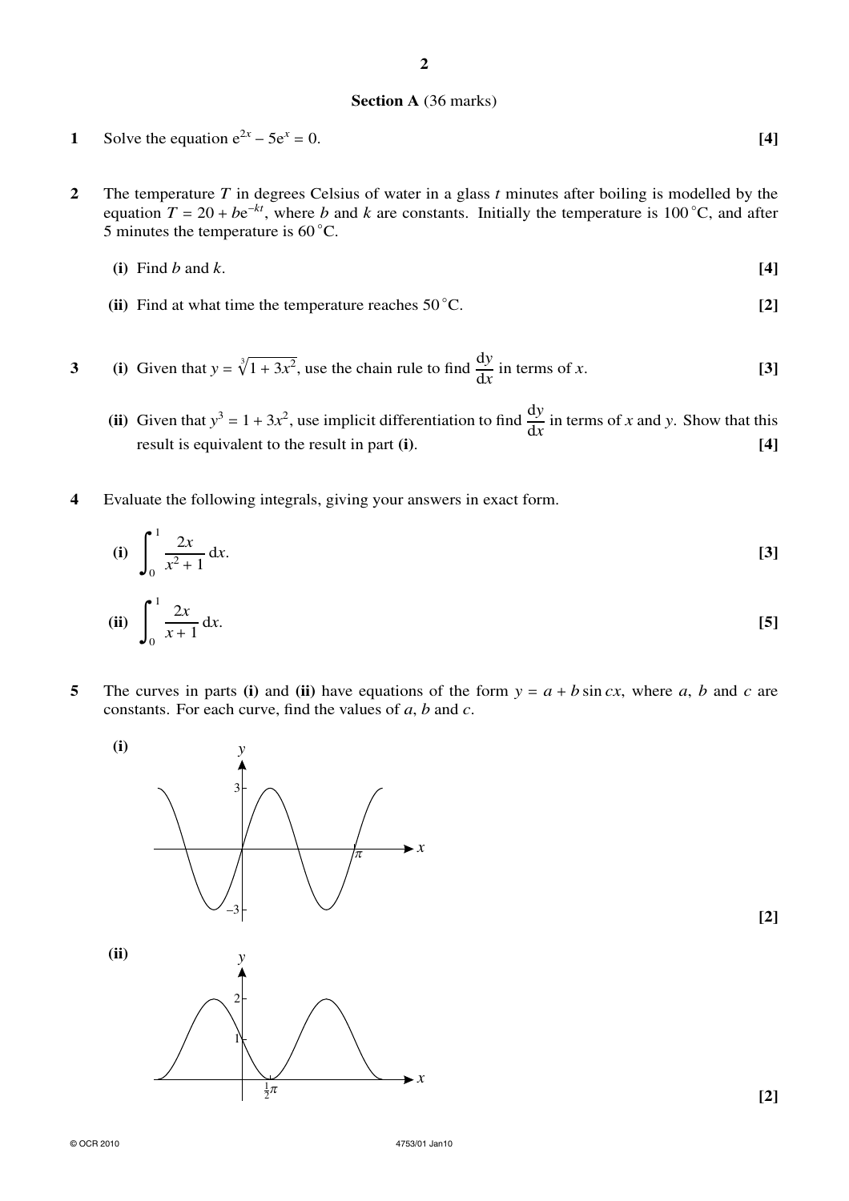## Section A (36 marks)

**1** Solve the equation $e^{2x} - 5e^x = 0$. **[4]**

**2** The temperature $T$ in degrees Celsius of water in a glass $t$ minutes after boiling is modelled by the equation $T = 20 + be^{-kt}$, where $b$ and $k$ are constants. Initially the temperature is 100 °C, and after 5 minutes the temperature is 60 °C.

**(i)** Find $b$ and $k$. **[4]**

**(ii)** Find at what time the temperature reaches 50 °C. **[2]**

**3** **(i)** Given that $y = \sqrt[3]{1 + 3x^2}$, use the chain rule to find $\frac{dy}{dx}$ in terms of $x$. **[3]**

**(ii)** Given that $y^3 = 1 + 3x^2$, use implicit differentiation to find $\frac{dy}{dx}$ in terms of $x$ and $y$. Show that this result is equivalent to the result in part **(i)**. **[4]**

**4** Evaluate the following integrals, giving your answers in exact form.

**(i)** $\displaystyle\int_0^1 \frac{2x}{x^2 + 1}\,dx$. **[3]**

**(ii)** $\displaystyle\int_0^1 \frac{2x}{x + 1}\,dx$. **[5]**

**5** The curves in parts **(i)** and **(ii)** have equations of the form $y = a + b\sin cx$, where $a$, $b$ and $c$ are constants. For each curve, find the values of $a$, $b$ and $c$.

**(i)** **[2]**

**(ii)** **[2]**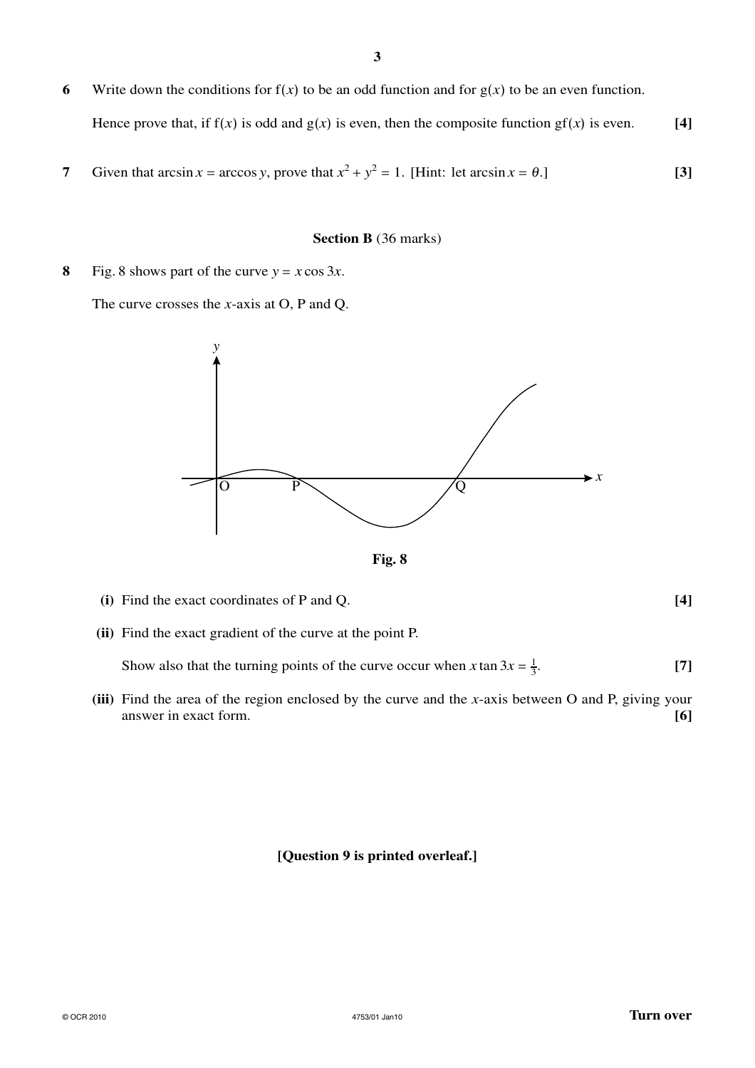**6** Write down the conditions for $f(x)$ to be an odd function and for $g(x)$ to be an even function.

Hence prove that, if $f(x)$ is odd and $g(x)$ is even, then the composite function $gf(x)$ is even. **[4]**

**7** Given that $\arcsin x = \arccos y$, prove that $x^2 + y^2 = 1$. [Hint: let $\arcsin x = \theta$.] **[3]**

## Section B (36 marks)

**8** Fig. 8 shows part of the curve $y = x \cos 3x$.

The curve crosses the $x$-axis at O, P and Q.

**Fig. 8**

**(i)** Find the exact coordinates of P and Q. **[4]**

**(ii)** Find the exact gradient of the curve at the point P.

Show also that the turning points of the curve occur when $x \tan 3x = \frac{1}{3}$. **[7]**

**(iii)** Find the area of the region enclosed by the curve and the $x$-axis between O and P, giving your answer in exact form. **[6]**

**[Question 9 is printed overleaf.]**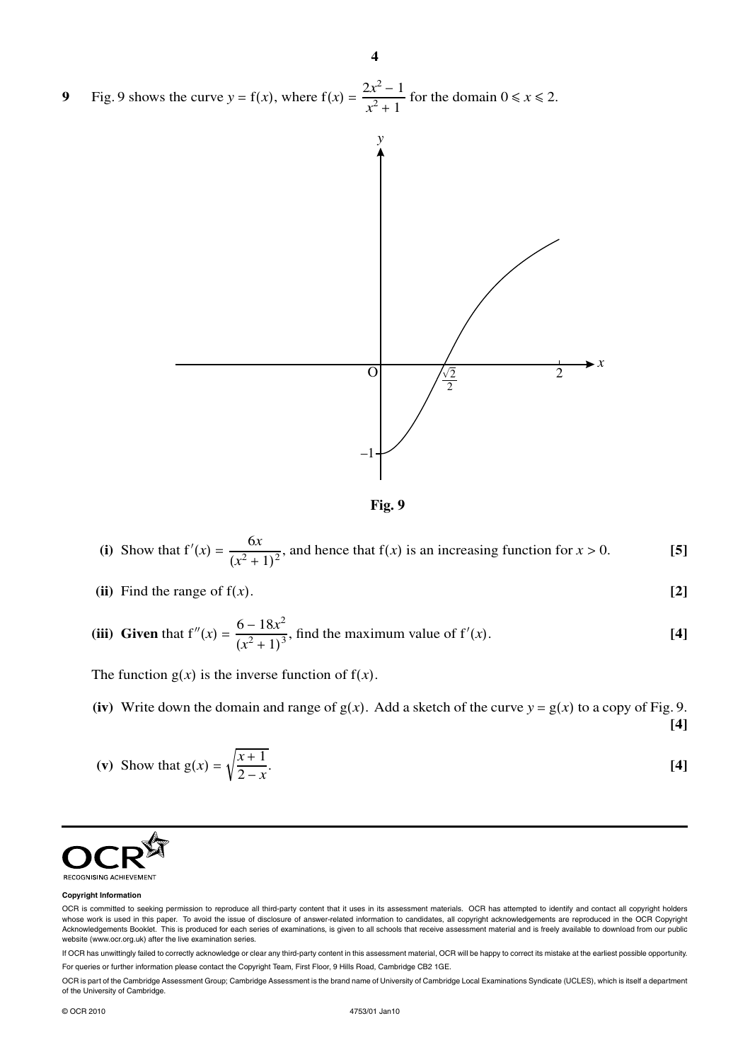**9** Fig. 9 shows the curve $y = \mathrm{f}(x)$, where $\mathrm{f}(x) = \dfrac{2x^2 - 1}{x^2 + 1}$ for the domain $0 \leqslant x \leqslant 2$.

y

x

O

$\frac{\sqrt{2}}{2}$

2

–1

**Fig. 9**

**(i)** Show that $\mathrm{f}'(x) = \dfrac{6x}{(x^2 + 1)^2}$, and hence that $\mathrm{f}(x)$ is an increasing function for $x > 0$. **[5]**

**(ii)** Find the range of $\mathrm{f}(x)$. **[2]**

**(iii) Given** that $\mathrm{f}''(x) = \dfrac{6 - 18x^2}{(x^2 + 1)^3}$, find the maximum value of $\mathrm{f}'(x)$. **[4]**

The function $\mathrm{g}(x)$ is the inverse function of $\mathrm{f}(x)$.

**(iv)** Write down the domain and range of $\mathrm{g}(x)$. Add a sketch of the curve $y = \mathrm{g}(x)$ to a copy of Fig. 9. **[4]**

**(v)** Show that $\mathrm{g}(x) = \sqrt{\dfrac{x + 1}{2 - x}}$. **[4]**

**Copyright Information**

OCR is committed to seeking permission to reproduce all third-party content that it uses in its assessment materials. OCR has attempted to identify and contact all copyright holders whose work is used in this paper. To avoid the issue of disclosure of answer-related information to candidates, all copyright acknowledgements are reproduced in the OCR Copyright Acknowledgements Booklet. This is produced for each series of examinations, is given to all schools that receive assessment material and is freely available to download from our public website (www.ocr.org.uk) after the live examination series.

If OCR has unwittingly failed to correctly acknowledge or clear any third-party content in this assessment material, OCR will be happy to correct its mistake at the earliest possible opportunity.

For queries or further information please contact the Copyright Team, First Floor, 9 Hills Road, Cambridge CB2 1GE.

OCR is part of the Cambridge Assessment Group; Cambridge Assessment is the brand name of University of Cambridge Local Examinations Syndicate (UCLES), which is itself a department of the University of Cambridge.

© OCR 2010 4753/01 Jan10